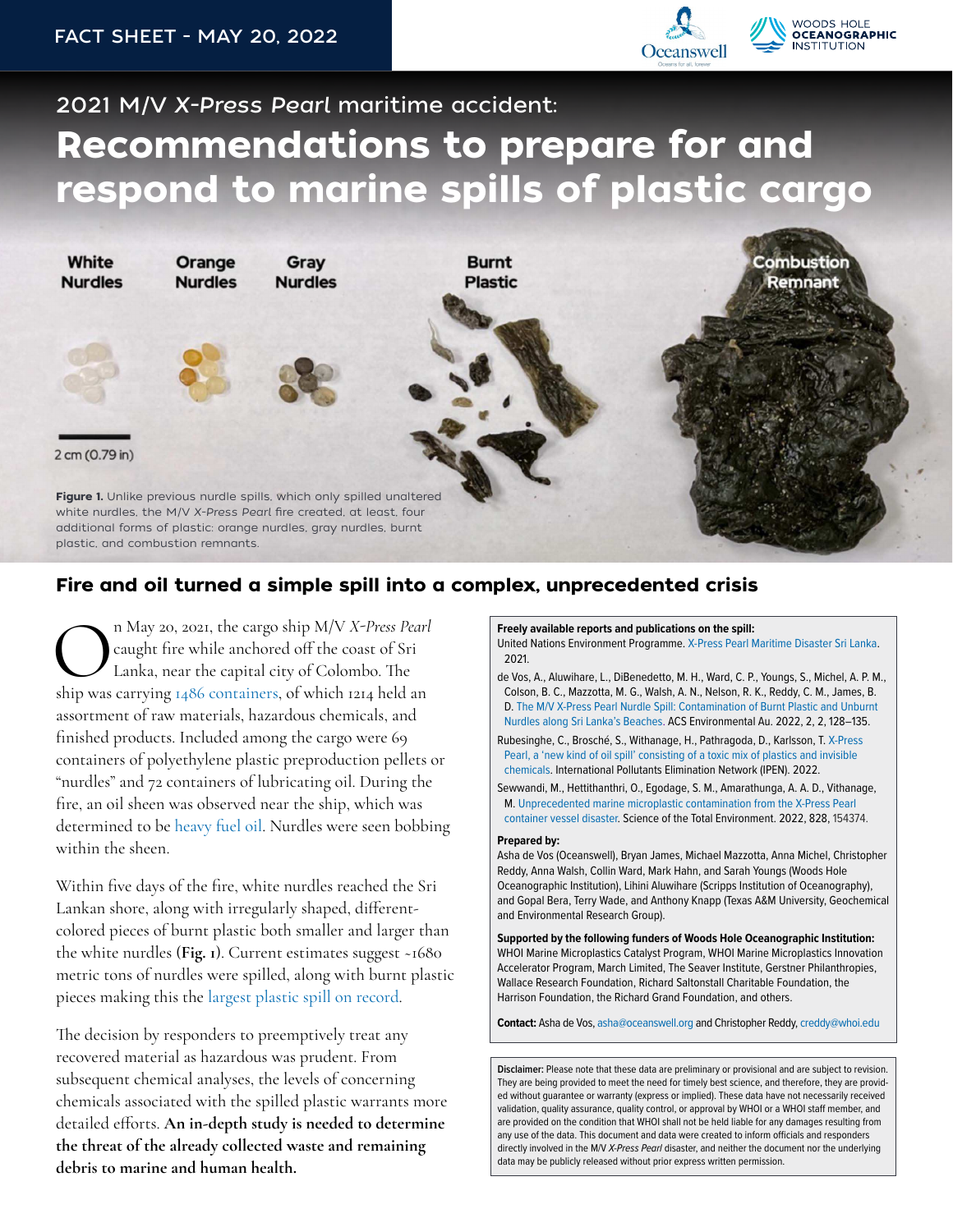FACT SHEET - MAY 20, 2022

# 2021 M/V *X-Press Pearl* maritime accident: Recommendations to prepare for and respond to marine spills of plastic cargo

White Nurdles | Orange Nurdles | Gray Nurdles | Burnt Plastic | Combustion Remnant

2 cm (0.79 in)

**Figure 1.** Unlike previous nurdle spills, which only spilled unaltered white nurdles, the M/V *X-Press Pearl* fire created, at least, four additional forms of plastic: orange nurdles, gray nurdles, burnt plastic, and combustion remnants.

## Fire and oil turned a simple spill into a complex, unprecedented crisis

On May 20, 2021, the cargo ship M/V *X-Press Pearl* caught fire while anchored off the coast of Sri Lanka, near the capital city of Colombo. The ship was carrying 1486 containers, of which 1214 held an assortment of raw materials, hazardous chemicals, and finished products. Included among the cargo were 69 containers of polyethylene plastic preproduction pellets or "nurdles" and 72 containers of lubricating oil. During the fire, an oil sheen was observed near the ship, which was determined to be heavy fuel oil. Nurdles were seen bobbing within the sheen.

Within five days of the fire, white nurdles reached the Sri Lankan shore, along with irregularly shaped, different-colored pieces of burnt plastic both smaller and larger than the white nurdles **(Fig. 1)**. Current estimates suggest ~1680 metric tons of nurdles were spilled, along with burnt plastic pieces making this the largest plastic spill on record.

The decision by responders to preemptively treat any recovered material as hazardous was prudent. From subsequent chemical analyses, the levels of concerning chemicals associated with the spilled plastic warrants more detailed efforts. **An in-depth study is needed to determine the threat of the already collected waste and remaining debris to marine and human health.**

**Freely available reports and publications on the spill:**

United Nations Environment Programme. X-Press Pearl Maritime Disaster Sri Lanka. 2021.

de Vos, A., Aluwihare, L., DiBenedetto, M. H., Ward, C. P., Youngs, S., Michel, A. P. M., Colson, B. C., Mazzotta, M. G., Walsh, A. N., Nelson, R. K., Reddy, C. M., James, B. D. The M/V X-Press Pearl Nurdle Spill: Contamination of Burnt Plastic and Unburnt Nurdles along Sri Lanka's Beaches. ACS Environmental Au. 2022, 2, 2, 128–135.

Rubesinghe, C., Brosché, S., Withanage, H., Pathragoda, D., Karlsson, T. X-Press Pearl, a 'new kind of oil spill' consisting of a toxic mix of plastics and invisible chemicals. International Pollutants Elimination Network (IPEN). 2022.

Sewwandi, M., Hettithanthri, O., Egodage, S. M., Amarathunga, A. A. D., Vithanage, M. Unprecedented marine microplastic contamination from the X-Press Pearl container vessel disaster. Science of the Total Environment. 2022, 828, 154374.

**Prepared by:**

Asha de Vos (Oceanswell), Bryan James, Michael Mazzotta, Anna Michel, Christopher Reddy, Anna Walsh, Collin Ward, Mark Hahn, and Sarah Youngs (Woods Hole Oceanographic Institution), Lihini Aluwihare (Scripps Institution of Oceanography), and Gopal Bera, Terry Wade, and Anthony Knapp (Texas A&M University, Geochemical and Environmental Research Group).

**Supported by the following funders of Woods Hole Oceanographic Institution:** WHOI Marine Microplastics Catalyst Program, WHOI Marine Microplastics Innovation Accelerator Program, March Limited, The Seaver Institute, Gerstner Philanthropies, Wallace Research Foundation, Richard Saltonstall Charitable Foundation, the Harrison Foundation, the Richard Grand Foundation, and others.

**Contact:** Asha de Vos, asha@oceanswell.org and Christopher Reddy, creddy@whoi.edu

**Disclaimer:** Please note that these data are preliminary or provisional and are subject to revision. They are being provided to meet the need for timely best science, and therefore, they are provided without guarantee or warranty (express or implied). These data have not necessarily received validation, quality assurance, quality control, or approval by WHOI or a WHOI staff member, and are provided on the condition that WHOI shall not be held liable for any damages resulting from any use of the data. This document and data were created to inform officials and responders directly involved in the M/V *X-Press Pearl* disaster, and neither the document nor the underlying data may be publicly released without prior express written permission.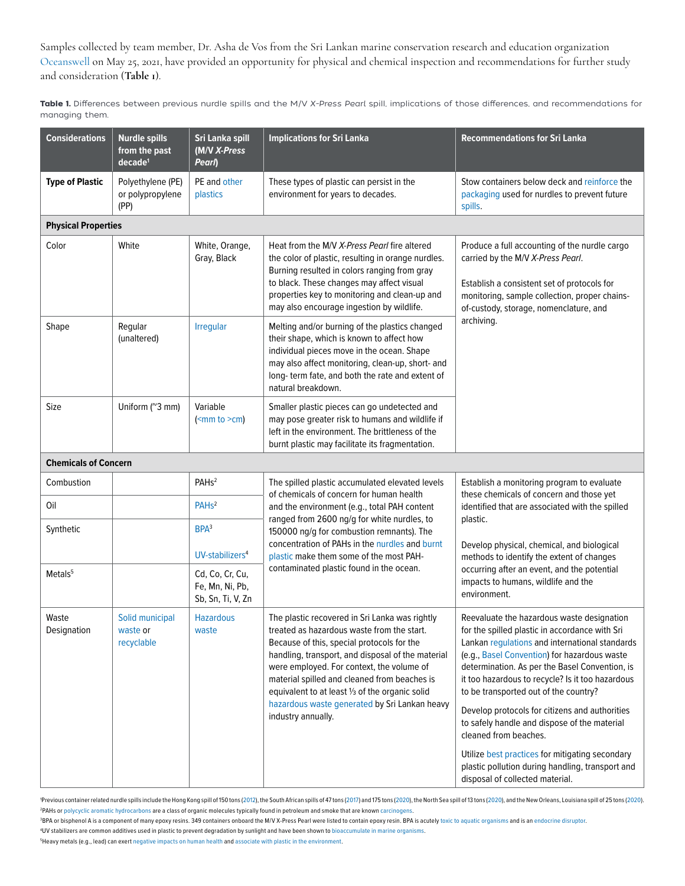Samples collected by team member, Dr. Asha de Vos from the Sri Lankan marine conservation research and education organization Oceanswell on May 25, 2021, have provided an opportunity for physical and chemical inspection and recommendations for further study and consideration (**Table 1**).

**Table 1.** Differences between previous nurdle spills and the M/V *X-Press Pearl* spill, implications of those differences, and recommendations for managing them.

| Considerations | Nurdle spills from the past decade[1] | Sri Lanka spill (M/V *X-Press Pearl*) | Implications for Sri Lanka | Recommendations for Sri Lanka |
|---|---|---|---|---|
| **Type of Plastic** | Polyethylene (PE) or polypropylene (PP) | PE and other plastics | These types of plastic can persist in the environment for years to decades. | Stow containers below deck and reinforce the packaging used for nurdles to prevent future spills. |
| **Physical Properties** | | | | |
| Color | White | White, Orange, Gray, Black | Heat from the M/V *X-Press Pearl* fire altered the color of plastic, resulting in orange nurdles. Burning resulted in colors ranging from gray to black. These changes may affect visual properties key to monitoring and clean-up and may also encourage ingestion by wildlife. | Produce a full accounting of the nurdle cargo carried by the M/V *X-Press Pearl*.<br><br>Establish a consistent set of protocols for monitoring, sample collection, proper chains-of-custody, storage, nomenclature, and archiving. |
| Shape | Regular (unaltered) | Irregular | Melting and/or burning of the plastics changed their shape, which is known to affect how individual pieces move in the ocean. Shape may also affect monitoring, clean-up, short- and long- term fate, and both the rate and extent of natural breakdown. | |
| Size | Uniform (~3 mm) | Variable (<mm to >cm) | Smaller plastic pieces can go undetected and may pose greater risk to humans and wildlife if left in the environment. The brittleness of the burnt plastic may facilitate its fragmentation. | |
| **Chemicals of Concern** | | | | |
| Combustion | | PAHs[2] | The spilled plastic accumulated elevated levels of chemicals of concern for human health and the environment (e.g., total PAH content ranged from 2600 ng/g for white nurdles, to 150000 ng/g for combustion remnants). The concentration of PAHs in the nurdles and burnt plastic make them some of the most PAH-contaminated plastic found in the ocean. | Establish a monitoring program to evaluate these chemicals of concern and those yet identified that are associated with the spilled plastic.<br><br>Develop physical, chemical, and biological methods to identify the extent of changes occurring after an event, and the potential impacts to humans, wildlife and the environment. |
| Oil | | PAHs[2] | | |
| Synthetic | | BPA[3]<br><br>UV-stabilizers[4] | | |
| Metals[5] | | Cd, Co, Cr, Cu, Fe, Mn, Ni, Pb, Sb, Sn, Ti, V, Zn | | |
| Waste Designation | Solid municipal waste or recyclable | Hazardous waste | The plastic recovered in Sri Lanka was rightly treated as hazardous waste from the start. Because of this, special protocols for the handling, transport, and disposal of the material were employed. For context, the volume of material spilled and cleaned from beaches is equivalent to at least ⅓ of the organic solid hazardous waste generated by Sri Lankan heavy industry annually. | Reevaluate the hazardous waste designation for the spilled plastic in accordance with Sri Lankan regulations and international standards (e.g., Basel Convention) for hazardous waste determination. As per the Basel Convention, is it too hazardous to recycle? Is it too hazardous to be transported out of the country?<br><br>Develop protocols for citizens and authorities to safely handle and dispose of the material cleaned from beaches.<br><br>Utilize best practices for mitigating secondary plastic pollution during handling, transport and disposal of collected material. |

[1]Previous container related nurdle spills include the Hong Kong spill of 150 tons (2012), the South African spills of 47 tons (2017) and 175 tons (2020), the North Sea spill of 13 tons (2020), and the New Orleans, Louisiana spill of 25 tons (2020).
[2]PAHs or polycyclic aromatic hydrocarbons are a class of organic molecules typically found in petroleum and smoke that are known carcinogens.
[3]BPA or bisphenol A is a component of many epoxy resins. 349 containers onboard the M/V X-Press Pearl were listed to contain epoxy resin. BPA is acutely toxic to aquatic organisms and is an endocrine disruptor.
[4]UV stabilizers are common additives used in plastic to prevent degradation by sunlight and have been shown to bioaccumulate in marine organisms.
[5]Heavy metals (e.g., lead) can exert negative impacts on human health and associate with plastic in the environment.